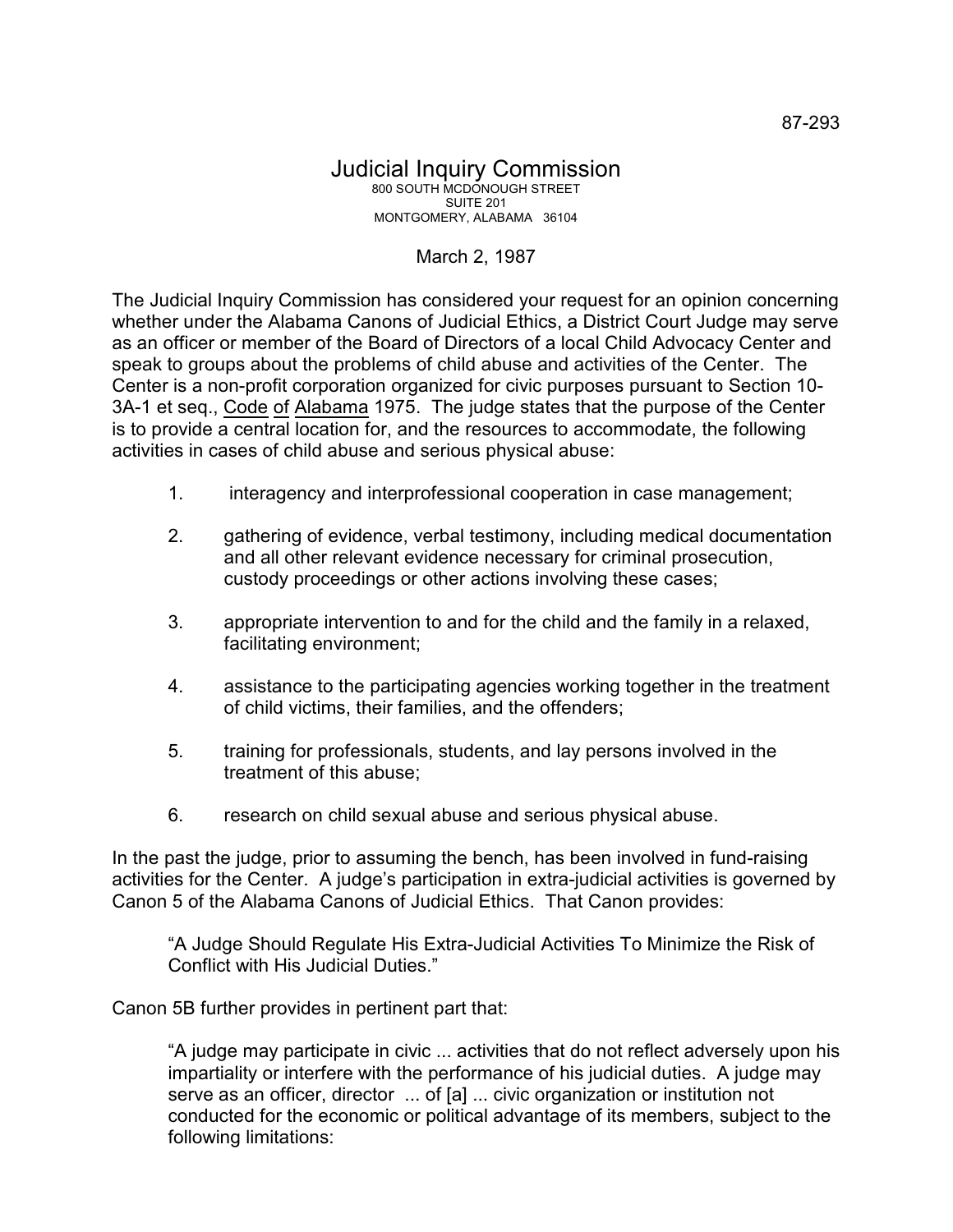87-293

# Judicial Inquiry Commission

800 SOUTH MCDONOUGH STREET
SUITE 201
MONTGOMERY, ALABAMA 36104

March 2, 1987

The Judicial Inquiry Commission has considered your request for an opinion concerning whether under the Alabama Canons of Judicial Ethics, a District Court Judge may serve as an officer or member of the Board of Directors of a local Child Advocacy Center and speak to groups about the problems of child abuse and activities of the Center. The Center is a non-profit corporation organized for civic purposes pursuant to Section 10-3A-1 et seq., Code of Alabama 1975. The judge states that the purpose of the Center is to provide a central location for, and the resources to accommodate, the following activities in cases of child abuse and serious physical abuse:

1. interagency and interprofessional cooperation in case management;
2. gathering of evidence, verbal testimony, including medical documentation and all other relevant evidence necessary for criminal prosecution, custody proceedings or other actions involving these cases;
3. appropriate intervention to and for the child and the family in a relaxed, facilitating environment;
4. assistance to the participating agencies working together in the treatment of child victims, their families, and the offenders;
5. training for professionals, students, and lay persons involved in the treatment of this abuse;
6. research on child sexual abuse and serious physical abuse.

In the past the judge, prior to assuming the bench, has been involved in fund-raising activities for the Center. A judge's participation in extra-judicial activities is governed by Canon 5 of the Alabama Canons of Judicial Ethics. That Canon provides:

> "A Judge Should Regulate His Extra-Judicial Activities To Minimize the Risk of Conflict with His Judicial Duties."

Canon 5B further provides in pertinent part that:

> "A judge may participate in civic ... activities that do not reflect adversely upon his impartiality or interfere with the performance of his judicial duties. A judge may serve as an officer, director ... of [a] ... civic organization or institution not conducted for the economic or political advantage of its members, subject to the following limitations: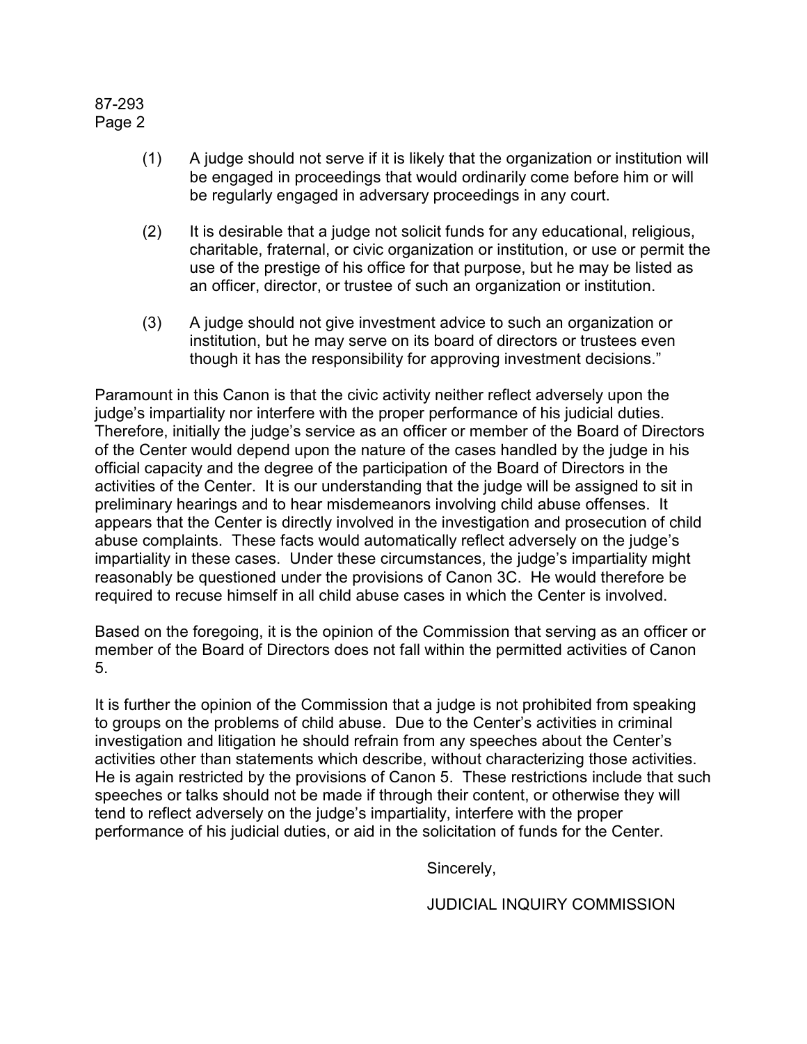(1) A judge should not serve if it is likely that the organization or institution will be engaged in proceedings that would ordinarily come before him or will be regularly engaged in adversary proceedings in any court.

(2) It is desirable that a judge not solicit funds for any educational, religious, charitable, fraternal, or civic organization or institution, or use or permit the use of the prestige of his office for that purpose, but he may be listed as an officer, director, or trustee of such an organization or institution.

(3) A judge should not give investment advice to such an organization or institution, but he may serve on its board of directors or trustees even though it has the responsibility for approving investment decisions."

Paramount in this Canon is that the civic activity neither reflect adversely upon the judge's impartiality nor interfere with the proper performance of his judicial duties. Therefore, initially the judge's service as an officer or member of the Board of Directors of the Center would depend upon the nature of the cases handled by the judge in his official capacity and the degree of the participation of the Board of Directors in the activities of the Center. It is our understanding that the judge will be assigned to sit in preliminary hearings and to hear misdemeanors involving child abuse offenses. It appears that the Center is directly involved in the investigation and prosecution of child abuse complaints. These facts would automatically reflect adversely on the judge's impartiality in these cases. Under these circumstances, the judge's impartiality might reasonably be questioned under the provisions of Canon 3C. He would therefore be required to recuse himself in all child abuse cases in which the Center is involved.

Based on the foregoing, it is the opinion of the Commission that serving as an officer or member of the Board of Directors does not fall within the permitted activities of Canon 5.

It is further the opinion of the Commission that a judge is not prohibited from speaking to groups on the problems of child abuse. Due to the Center's activities in criminal investigation and litigation he should refrain from any speeches about the Center's activities other than statements which describe, without characterizing those activities. He is again restricted by the provisions of Canon 5. These restrictions include that such speeches or talks should not be made if through their content, or otherwise they will tend to reflect adversely on the judge's impartiality, interfere with the proper performance of his judicial duties, or aid in the solicitation of funds for the Center.

Sincerely,

JUDICIAL INQUIRY COMMISSION